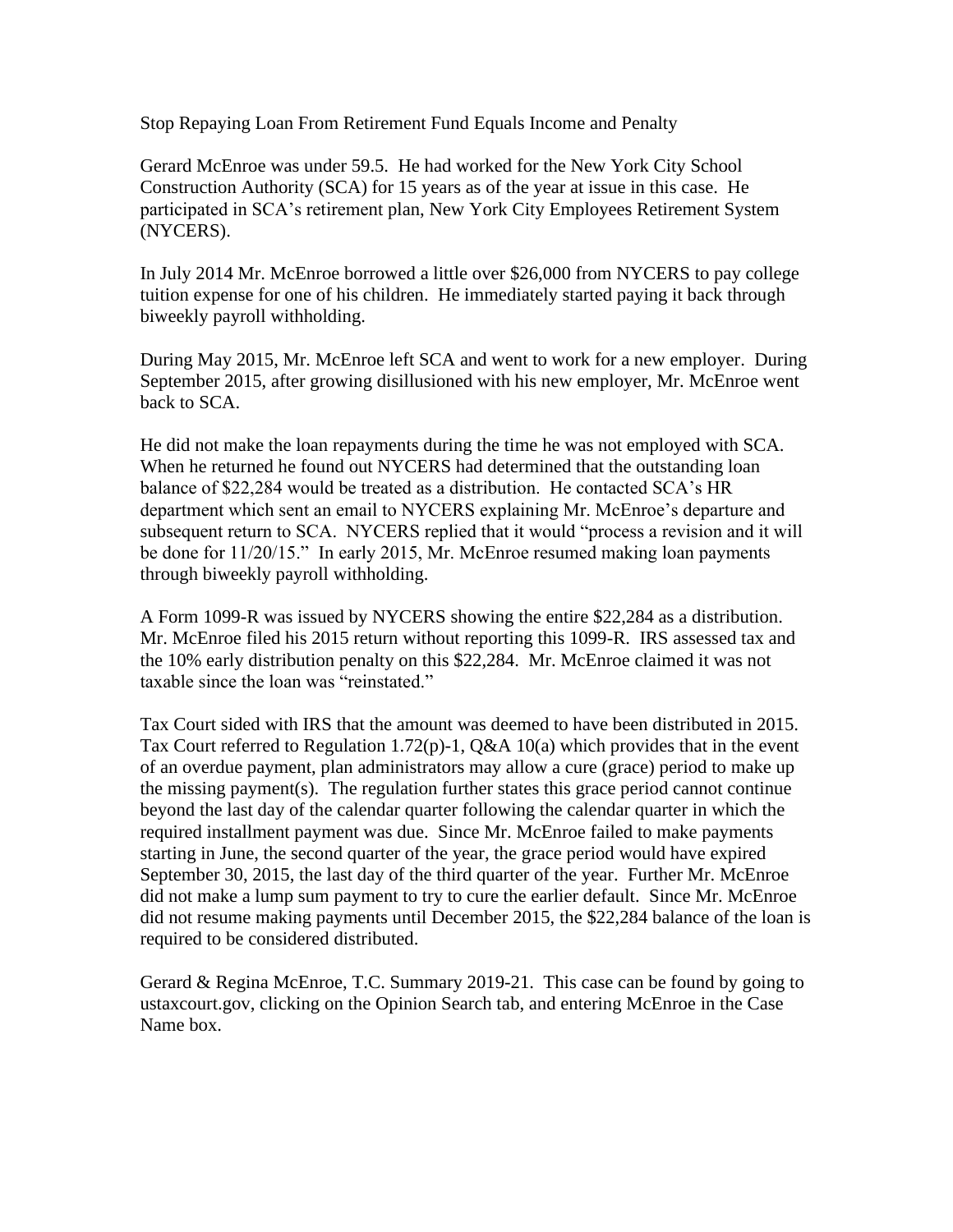# Stop Repaying Loan From Retirement Fund Equals Income and Penalty

Gerard McEnroe was under 59.5. He had worked for the New York City School Construction Authority (SCA) for 15 years as of the year at issue in this case. He participated in SCA's retirement plan, New York City Employees Retirement System (NYCERS).

In July 2014 Mr. McEnroe borrowed a little over $26,000 from NYCERS to pay college tuition expense for one of his children. He immediately started paying it back through biweekly payroll withholding.

During May 2015, Mr. McEnroe left SCA and went to work for a new employer. During September 2015, after growing disillusioned with his new employer, Mr. McEnroe went back to SCA.

He did not make the loan repayments during the time he was not employed with SCA. When he returned he found out NYCERS had determined that the outstanding loan balance of $22,284 would be treated as a distribution. He contacted SCA's HR department which sent an email to NYCERS explaining Mr. McEnroe's departure and subsequent return to SCA. NYCERS replied that it would "process a revision and it will be done for 11/20/15." In early 2015, Mr. McEnroe resumed making loan payments through biweekly payroll withholding.

A Form 1099-R was issued by NYCERS showing the entire $22,284 as a distribution. Mr. McEnroe filed his 2015 return without reporting this 1099-R. IRS assessed tax and the 10% early distribution penalty on this $22,284. Mr. McEnroe claimed it was not taxable since the loan was "reinstated."

Tax Court sided with IRS that the amount was deemed to have been distributed in 2015. Tax Court referred to Regulation 1.72(p)-1, Q&A 10(a) which provides that in the event of an overdue payment, plan administrators may allow a cure (grace) period to make up the missing payment(s). The regulation further states this grace period cannot continue beyond the last day of the calendar quarter following the calendar quarter in which the required installment payment was due. Since Mr. McEnroe failed to make payments starting in June, the second quarter of the year, the grace period would have expired September 30, 2015, the last day of the third quarter of the year. Further Mr. McEnroe did not make a lump sum payment to try to cure the earlier default. Since Mr. McEnroe did not resume making payments until December 2015, the $22,284 balance of the loan is required to be considered distributed.

Gerard & Regina McEnroe, T.C. Summary 2019-21. This case can be found by going to ustaxcourt.gov, clicking on the Opinion Search tab, and entering McEnroe in the Case Name box.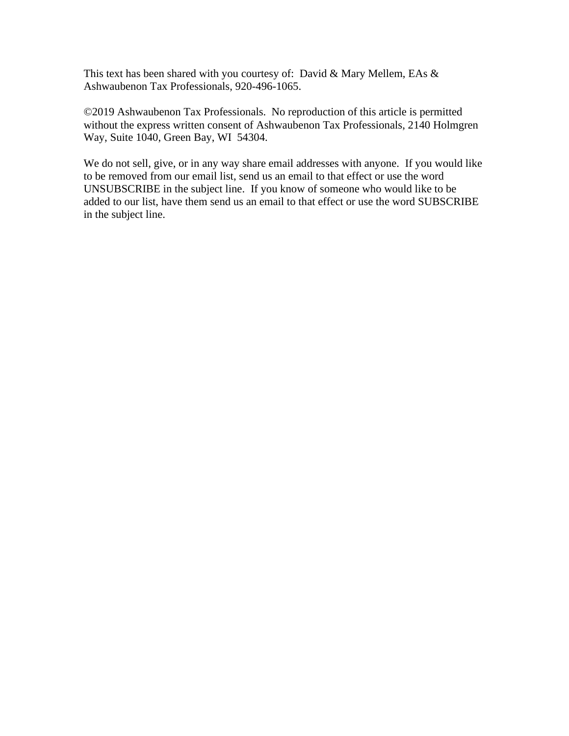This text has been shared with you courtesy of: David & Mary Mellem, EAs & Ashwaubenon Tax Professionals, 920-496-1065.

©2019 Ashwaubenon Tax Professionals. No reproduction of this article is permitted without the express written consent of Ashwaubenon Tax Professionals, 2140 Holmgren Way, Suite 1040, Green Bay, WI 54304.

We do not sell, give, or in any way share email addresses with anyone. If you would like to be removed from our email list, send us an email to that effect or use the word UNSUBSCRIBE in the subject line. If you know of someone who would like to be added to our list, have them send us an email to that effect or use the word SUBSCRIBE in the subject line.